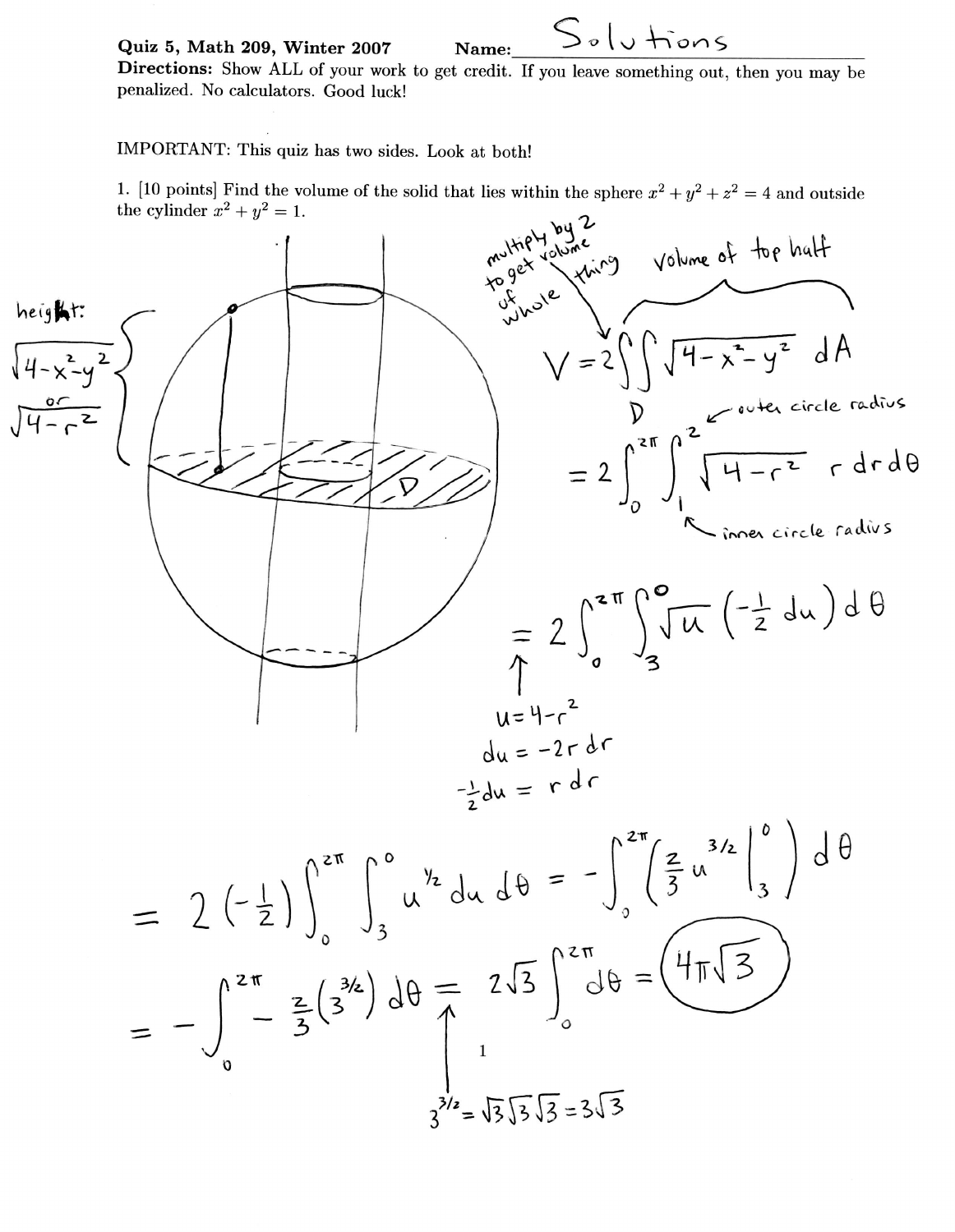**Quiz 5, Math 209, Winter 2007** **Name:** Solutions

**Directions:** Show ALL of your work to get credit. If you leave something out, then you may be penalized. No calculators. Good luck!

IMPORTANT: This quiz has two sides. Look at both!

1. [10 points] Find the volume of the solid that lies within the sphere $x^2 + y^2 + z^2 = 4$ and outside the cylinder $x^2 + y^2 = 1$.

height: $\sqrt{4-x^2-y^2}$ or $\sqrt{4-r^2}$

multiply by 2 to get volume of whole thing; volume of top half

$$V = 2\iint_D \sqrt{4-x^2-y^2}\, dA$$

$$= 2\int_0^{2\pi}\int_1^2 \sqrt{4-r^2}\, r\, dr\, d\theta$$

(2: outer circle radius; 1: inner circle radius)

$$= 2\int_0^{2\pi}\int_3^0 \sqrt{u}\left(-\tfrac{1}{2}\, du\right) d\theta$$

$u = 4 - r^2$

$du = -2r\, dr$

$-\frac{1}{2} du = r\, dr$

$$= 2\left(-\tfrac{1}{2}\right)\int_0^{2\pi}\int_3^0 u^{1/2}\, du\, d\theta = -\int_0^{2\pi}\left(\tfrac{2}{3}u^{3/2}\Big|_3^0\right) d\theta$$

$$= -\int_0^{2\pi} -\tfrac{2}{3}\left(3^{3/2}\right) d\theta = 2\sqrt{3}\int_0^{2\pi} d\theta = \boxed{4\pi\sqrt{3}}$$

$3^{3/2} = \sqrt{3}\sqrt{3}\sqrt{3} = 3\sqrt{3}$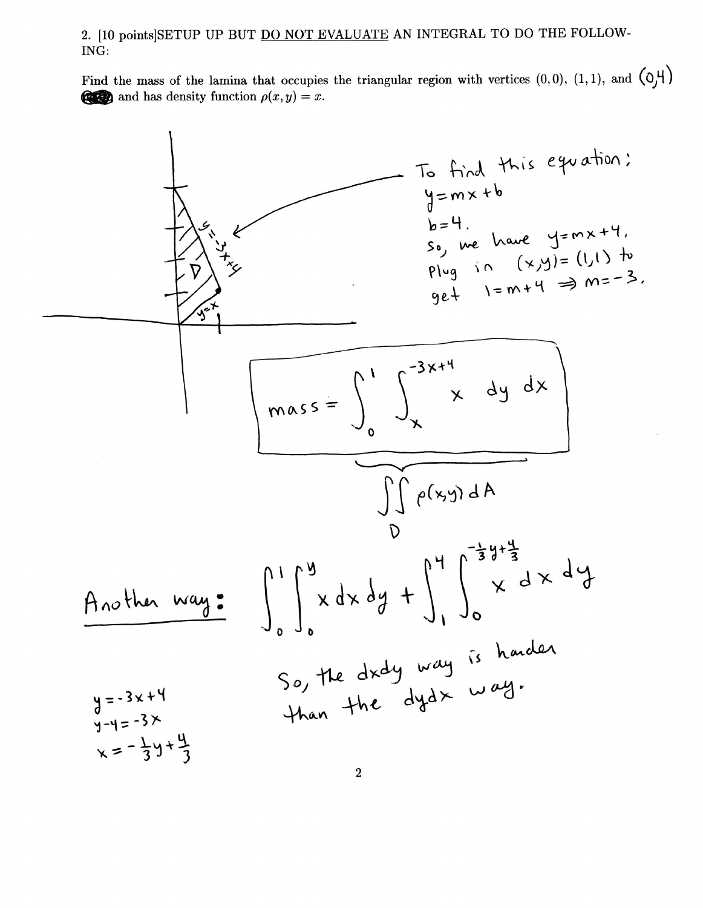2. [10 points]SETUP UP BUT DO NOT EVALUATE AN INTEGRAL TO DO THE FOLLOWING:

Find the mass of the lamina that occupies the triangular region with vertices $(0,0)$, $(1,1)$, and $(0,4)$ and has density function $\rho(x,y) = x$.

$y = -3x + 4$

$D$

$y = x$

To find this equation:

$y = mx + b$

$b = 4$.

So, we have $y = mx + 4$.

Plug in $(x,y) = (1,1)$ to get $1 = m + 4 \Rightarrow m = -3$.

$$\text{mass} = \int_0^1 \int_x^{-3x+4} x \, dy \, dx$$

$$\iint_D \rho(x,y)\, dA$$

**Another way:**

$$\int_0^1 \int_0^y x \, dx \, dy + \int_1^4 \int_0^{-\frac{1}{3}y + \frac{4}{3}} x \, dx \, dy$$

So, the dxdy way is harder than the dydx way.

$y = -3x + 4$

$y - 4 = -3x$

$x = -\frac{1}{3}y + \frac{4}{3}$